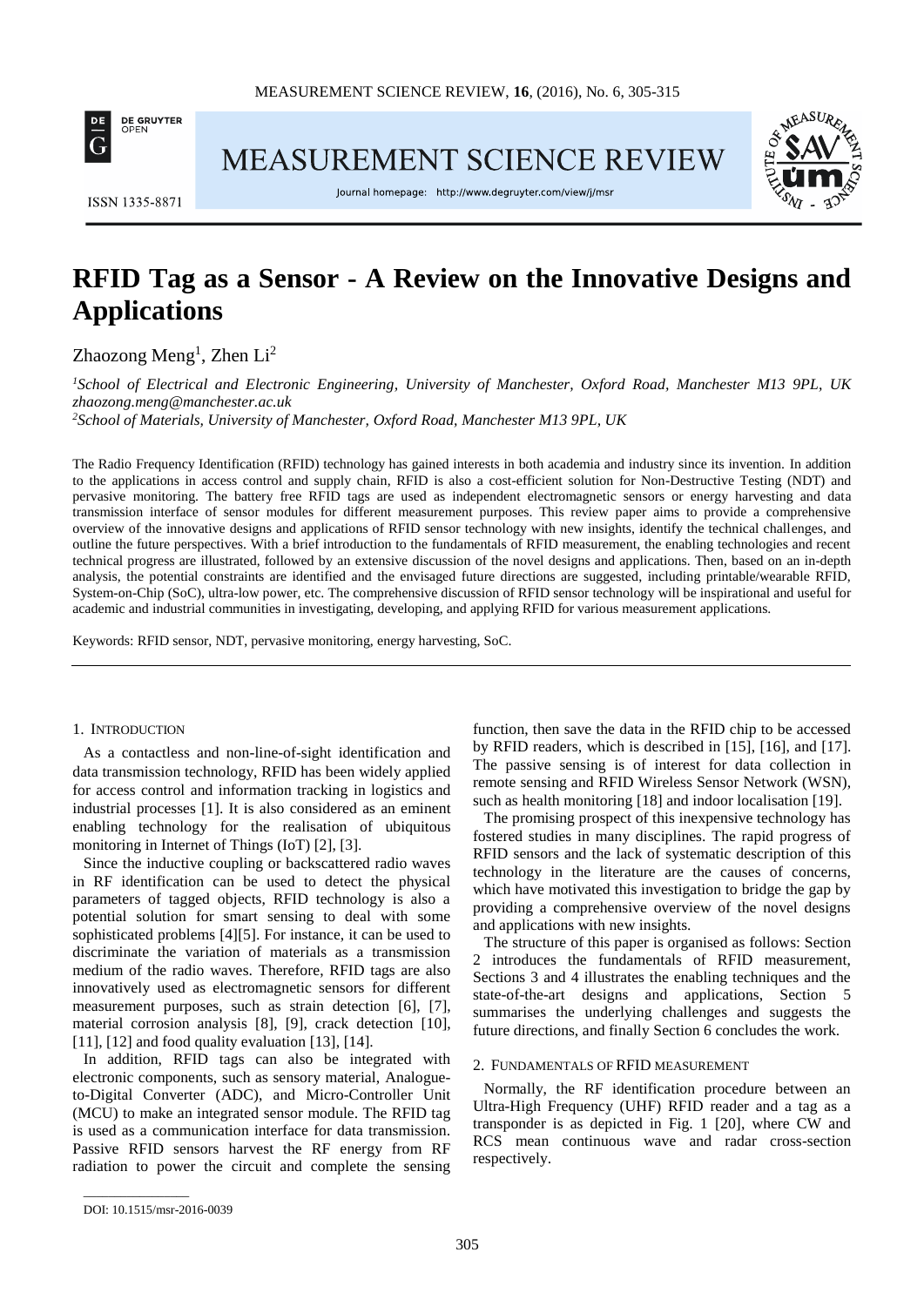# RFID Tag as a Sensor - A Review on the Innovative Designs and Applications

Zhaozong Meng[1], Zhen Li[2]

[1]*School of Electrical and Electronic Engineering, University of Manchester, Oxford Road, Manchester M13 9PL, UK zhaozong.meng@manchester.ac.uk*

[2]*School of Materials, University of Manchester, Oxford Road, Manchester M13 9PL, UK*

The Radio Frequency Identification (RFID) technology has gained interests in both academia and industry since its invention. In addition to the applications in access control and supply chain, RFID is also a cost-efficient solution for Non-Destructive Testing (NDT) and pervasive monitoring. The battery free RFID tags are used as independent electromagnetic sensors or energy harvesting and data transmission interface of sensor modules for different measurement purposes. This review paper aims to provide a comprehensive overview of the innovative designs and applications of RFID sensor technology with new insights, identify the technical challenges, and outline the future perspectives. With a brief introduction to the fundamentals of RFID measurement, the enabling technologies and recent technical progress are illustrated, followed by an extensive discussion of the novel designs and applications. Then, based on an in-depth analysis, the potential constraints are identified and the envisaged future directions are suggested, including printable/wearable RFID, System-on-Chip (SoC), ultra-low power, etc. The comprehensive discussion of RFID sensor technology will be inspirational and useful for academic and industrial communities in investigating, developing, and applying RFID for various measurement applications.

Keywords: RFID sensor, NDT, pervasive monitoring, energy harvesting, SoC.

## 1. Introduction

As a contactless and non-line-of-sight identification and data transmission technology, RFID has been widely applied for access control and information tracking in logistics and industrial processes [1]. It is also considered as an eminent enabling technology for the realisation of ubiquitous monitoring in Internet of Things (IoT) [2], [3].

Since the inductive coupling or backscattered radio waves in RF identification can be used to detect the physical parameters of tagged objects, RFID technology is also a potential solution for smart sensing to deal with some sophisticated problems [4][5]. For instance, it can be used to discriminate the variation of materials as a transmission medium of the radio waves. Therefore, RFID tags are also innovatively used as electromagnetic sensors for different measurement purposes, such as strain detection [6], [7], material corrosion analysis [8], [9], crack detection [10], [11], [12] and food quality evaluation [13], [14].

In addition, RFID tags can also be integrated with electronic components, such as sensory material, Analogue-to-Digital Converter (ADC), and Micro-Controller Unit (MCU) to make an integrated sensor module. The RFID tag is used as a communication interface for data transmission. Passive RFID sensors harvest the RF energy from RF radiation to power the circuit and complete the sensing function, then save the data in the RFID chip to be accessed by RFID readers, which is described in [15], [16], and [17]. The passive sensing is of interest for data collection in remote sensing and RFID Wireless Sensor Network (WSN), such as health monitoring [18] and indoor localisation [19].

The promising prospect of this inexpensive technology has fostered studies in many disciplines. The rapid progress of RFID sensors and the lack of systematic description of this technology in the literature are the causes of concerns, which have motivated this investigation to bridge the gap by providing a comprehensive overview of the novel designs and applications with new insights.

The structure of this paper is organised as follows: Section 2 introduces the fundamentals of RFID measurement, Sections 3 and 4 illustrates the enabling techniques and the state-of-the-art designs and applications, Section 5 summarises the underlying challenges and suggests the future directions, and finally Section 6 concludes the work.

## 2. Fundamentals of RFID measurement

Normally, the RF identification procedure between an Ultra-High Frequency (UHF) RFID reader and a tag as a transponder is as depicted in Fig. 1 [20], where CW and RCS mean continuous wave and radar cross-section respectively.

DOI: 10.1515/msr-2016-0039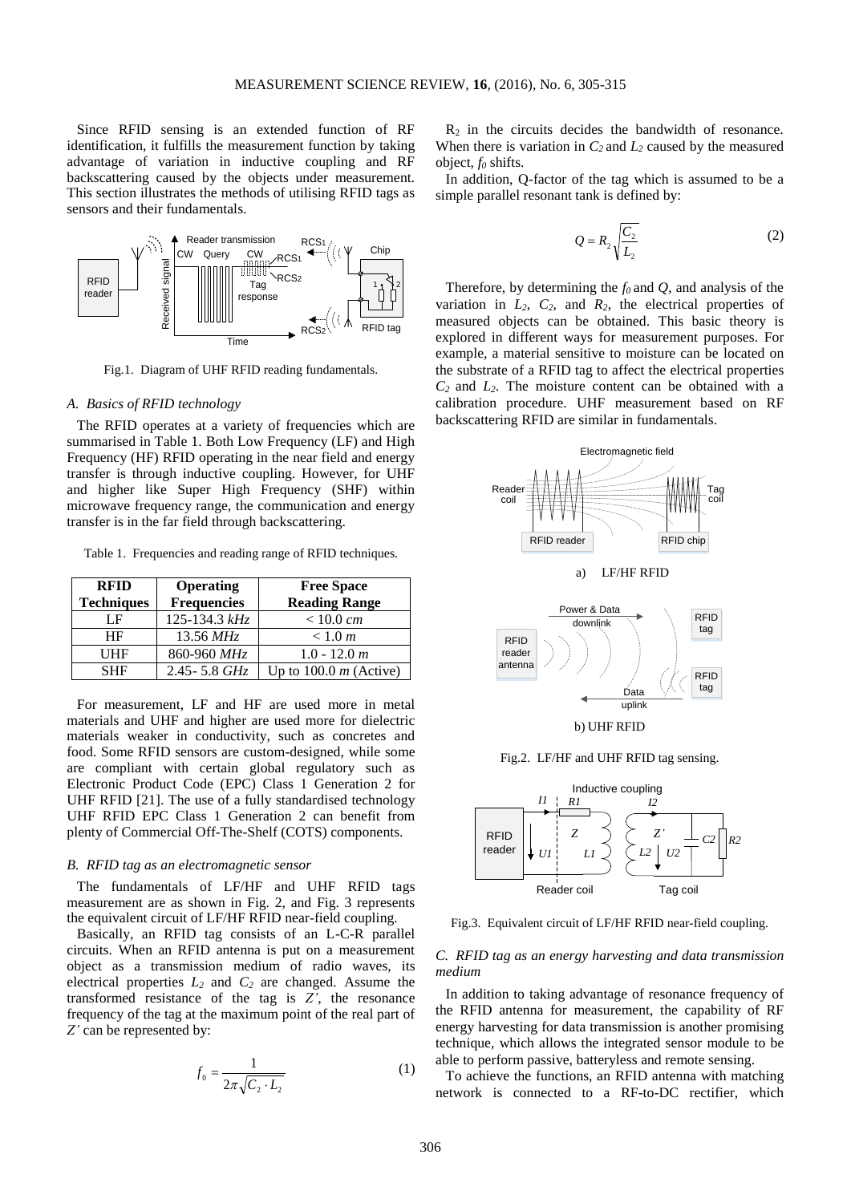Since RFID sensing is an extended function of RF identification, it fulfills the measurement function by taking advantage of variation in inductive coupling and RF backscattering caused by the objects under measurement. This section illustrates the methods of utilising RFID tags as sensors and their fundamentals.

Fig.1. Diagram of UHF RFID reading fundamentals.

### A. Basics of RFID technology

The RFID operates at a variety of frequencies which are summarised in Table 1. Both Low Frequency (LF) and High Frequency (HF) RFID operating in the near field and energy transfer is through inductive coupling. However, for UHF and higher like Super High Frequency (SHF) within microwave frequency range, the communication and energy transfer is in the far field through backscattering.

Table 1. Frequencies and reading range of RFID techniques.

| RFID Techniques | Operating Frequencies | Free Space Reading Range |
|---|---|---|
| LF | 125-134.3 *kHz* | < 10.0 *cm* |
| HF | 13.56 *MHz* | < 1.0 *m* |
| UHF | 860-960 *MHz* | 1.0 - 12.0 *m* |
| SHF | 2.45- 5.8 *GHz* | Up to 100.0 *m* (Active) |

For measurement, LF and HF are used more in metal materials and UHF and higher are used more for dielectric materials weaker in conductivity, such as concretes and food. Some RFID sensors are custom-designed, while some are compliant with certain global regulatory such as Electronic Product Code (EPC) Class 1 Generation 2 for UHF RFID [21]. The use of a fully standardised technology UHF RFID EPC Class 1 Generation 2 can benefit from plenty of Commercial Off-The-Shelf (COTS) components.

### B. RFID tag as an electromagnetic sensor

The fundamentals of LF/HF and UHF RFID tags measurement are as shown in Fig. 2, and Fig. 3 represents the equivalent circuit of LF/HF RFID near-field coupling.

Basically, an RFID tag consists of an L-C-R parallel circuits. When an RFID antenna is put on a measurement object as a transmission medium of radio waves, its electrical properties $L_2$ and $C_2$ are changed. Assume the transformed resistance of the tag is $Z'$, the resonance frequency of the tag at the maximum point of the real part of $Z'$ can be represented by:

$$f_0 = \frac{1}{2\pi\sqrt{C_2 \cdot L_2}} \tag{1}$$

$R_2$ in the circuits decides the bandwidth of resonance. When there is variation in $C_2$ and $L_2$ caused by the measured object, $f_0$ shifts.

In addition, Q-factor of the tag which is assumed to be a simple parallel resonant tank is defined by:

$$Q = R_2\sqrt{\frac{C_2}{L_2}} \tag{2}$$

Therefore, by determining the $f_0$ and $Q$, and analysis of the variation in $L_2$, $C_2$, and $R_2$, the electrical properties of measured objects can be obtained. This basic theory is explored in different ways for measurement purposes. For example, a material sensitive to moisture can be located on the substrate of a RFID tag to affect the electrical properties $C_2$ and $L_2$. The moisture content can be obtained with a calibration procedure. UHF measurement based on RF backscattering RFID are similar in fundamentals.

a) LF/HF RFID

b) UHF RFID

Fig.2. LF/HF and UHF RFID tag sensing.

Fig.3. Equivalent circuit of LF/HF RFID near-field coupling.

### C. RFID tag as an energy harvesting and data transmission medium

In addition to taking advantage of resonance frequency of the RFID antenna for measurement, the capability of RF energy harvesting for data transmission is another promising technique, which allows the integrated sensor module to be able to perform passive, batteryless and remote sensing.

To achieve the functions, an RFID antenna with matching network is connected to a RF-to-DC rectifier, which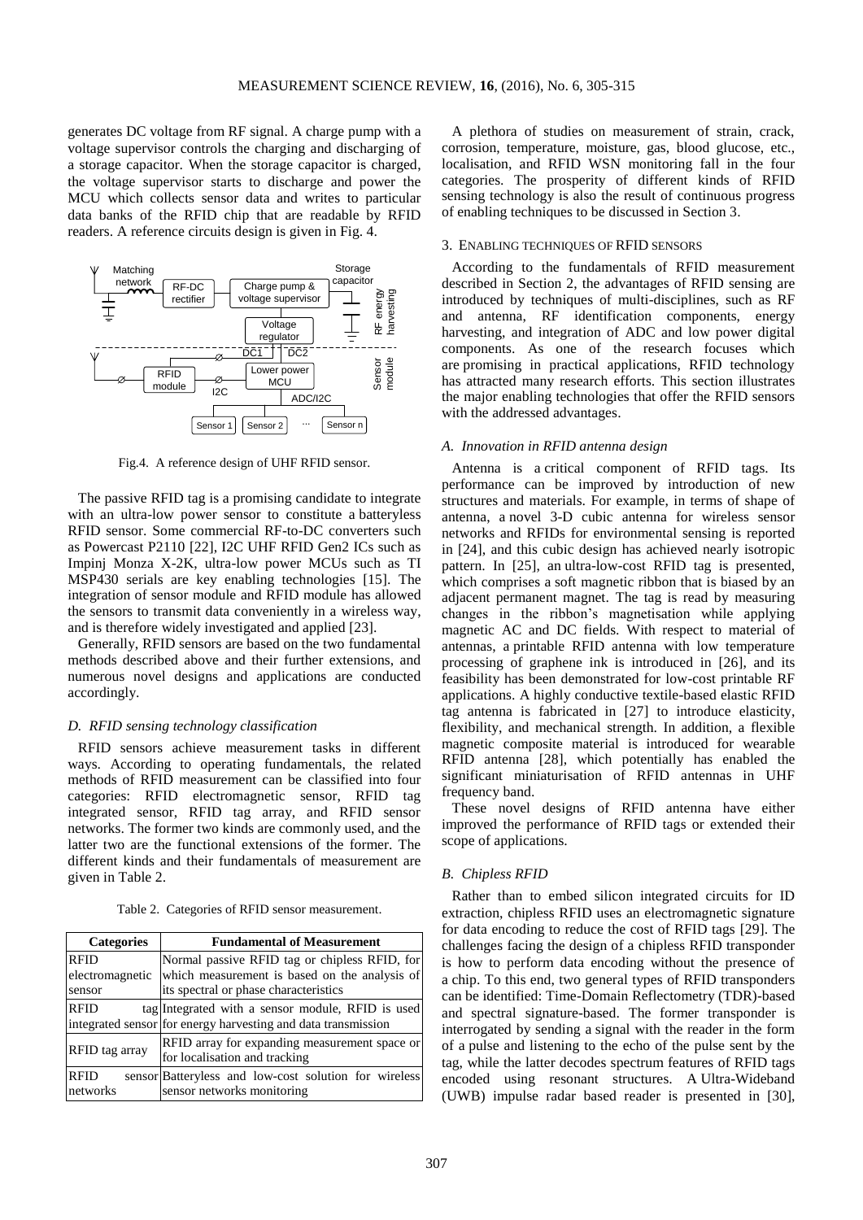generates DC voltage from RF signal. A charge pump with a voltage supervisor controls the charging and discharging of a storage capacitor. When the storage capacitor is charged, the voltage supervisor starts to discharge and power the MCU which collects sensor data and writes to particular data banks of the RFID chip that are readable by RFID readers. A reference circuits design is given in Fig. 4.

Fig.4. A reference design of UHF RFID sensor.

The passive RFID tag is a promising candidate to integrate with an ultra-low power sensor to constitute a batteryless RFID sensor. Some commercial RF-to-DC converters such as Powercast P2110 [22], I2C UHF RFID Gen2 ICs such as Impinj Monza X-2K, ultra-low power MCUs such as TI MSP430 serials are key enabling technologies [15]. The integration of sensor module and RFID module has allowed the sensors to transmit data conveniently in a wireless way, and is therefore widely investigated and applied [23].

Generally, RFID sensors are based on the two fundamental methods described above and their further extensions, and numerous novel designs and applications are conducted accordingly.

### *D. RFID sensing technology classification*

RFID sensors achieve measurement tasks in different ways. According to operating fundamentals, the related methods of RFID measurement can be classified into four categories: RFID electromagnetic sensor, RFID tag integrated sensor, RFID tag array, and RFID sensor networks. The former two kinds are commonly used, and the latter two are the functional extensions of the former. The different kinds and their fundamentals of measurement are given in Table 2.

Table 2. Categories of RFID sensor measurement.

| Categories | Fundamental of Measurement |
|---|---|
| RFID electromagnetic sensor | Normal passive RFID tag or chipless RFID, for which measurement is based on the analysis of its spectral or phase characteristics |
| RFID tag integrated sensor | Integrated with a sensor module, RFID is used for energy harvesting and data transmission |
| RFID tag array | RFID array for expanding measurement space or for localisation and tracking |
| RFID sensor networks | Batteryless and low-cost solution for wireless sensor networks monitoring |

A plethora of studies on measurement of strain, crack, corrosion, temperature, moisture, gas, blood glucose, etc., localisation, and RFID WSN monitoring fall in the four categories. The prosperity of different kinds of RFID sensing technology is also the result of continuous progress of enabling techniques to be discussed in Section 3.

## 3. ENABLING TECHNIQUES OF RFID SENSORS

According to the fundamentals of RFID measurement described in Section 2, the advantages of RFID sensing are introduced by techniques of multi-disciplines, such as RF and antenna, RF identification components, energy harvesting, and integration of ADC and low power digital components. As one of the research focuses which are promising in practical applications, RFID technology has attracted many research efforts. This section illustrates the major enabling technologies that offer the RFID sensors with the addressed advantages.

### *A. Innovation in RFID antenna design*

Antenna is a critical component of RFID tags. Its performance can be improved by introduction of new structures and materials. For example, in terms of shape of antenna, a novel 3-D cubic antenna for wireless sensor networks and RFIDs for environmental sensing is reported in [24], and this cubic design has achieved nearly isotropic pattern. In [25], an ultra-low-cost RFID tag is presented, which comprises a soft magnetic ribbon that is biased by an adjacent permanent magnet. The tag is read by measuring changes in the ribbon's magnetisation while applying magnetic AC and DC fields. With respect to material of antennas, a printable RFID antenna with low temperature processing of graphene ink is introduced in [26], and its feasibility has been demonstrated for low-cost printable RF applications. A highly conductive textile-based elastic RFID tag antenna is fabricated in [27] to introduce elasticity, flexibility, and mechanical strength. In addition, a flexible magnetic composite material is introduced for wearable RFID antenna [28], which potentially has enabled the significant miniaturisation of RFID antennas in UHF frequency band.

These novel designs of RFID antenna have either improved the performance of RFID tags or extended their scope of applications.

### *B. Chipless RFID*

Rather than to embed silicon integrated circuits for ID extraction, chipless RFID uses an electromagnetic signature for data encoding to reduce the cost of RFID tags [29]. The challenges facing the design of a chipless RFID transponder is how to perform data encoding without the presence of a chip. To this end, two general types of RFID transponders can be identified: Time-Domain Reflectometry (TDR)-based and spectral signature-based. The former transponder is interrogated by sending a signal with the reader in the form of a pulse and listening to the echo of the pulse sent by the tag, while the latter decodes spectrum features of RFID tags encoded using resonant structures. A Ultra-Wideband (UWB) impulse radar based reader is presented in [30],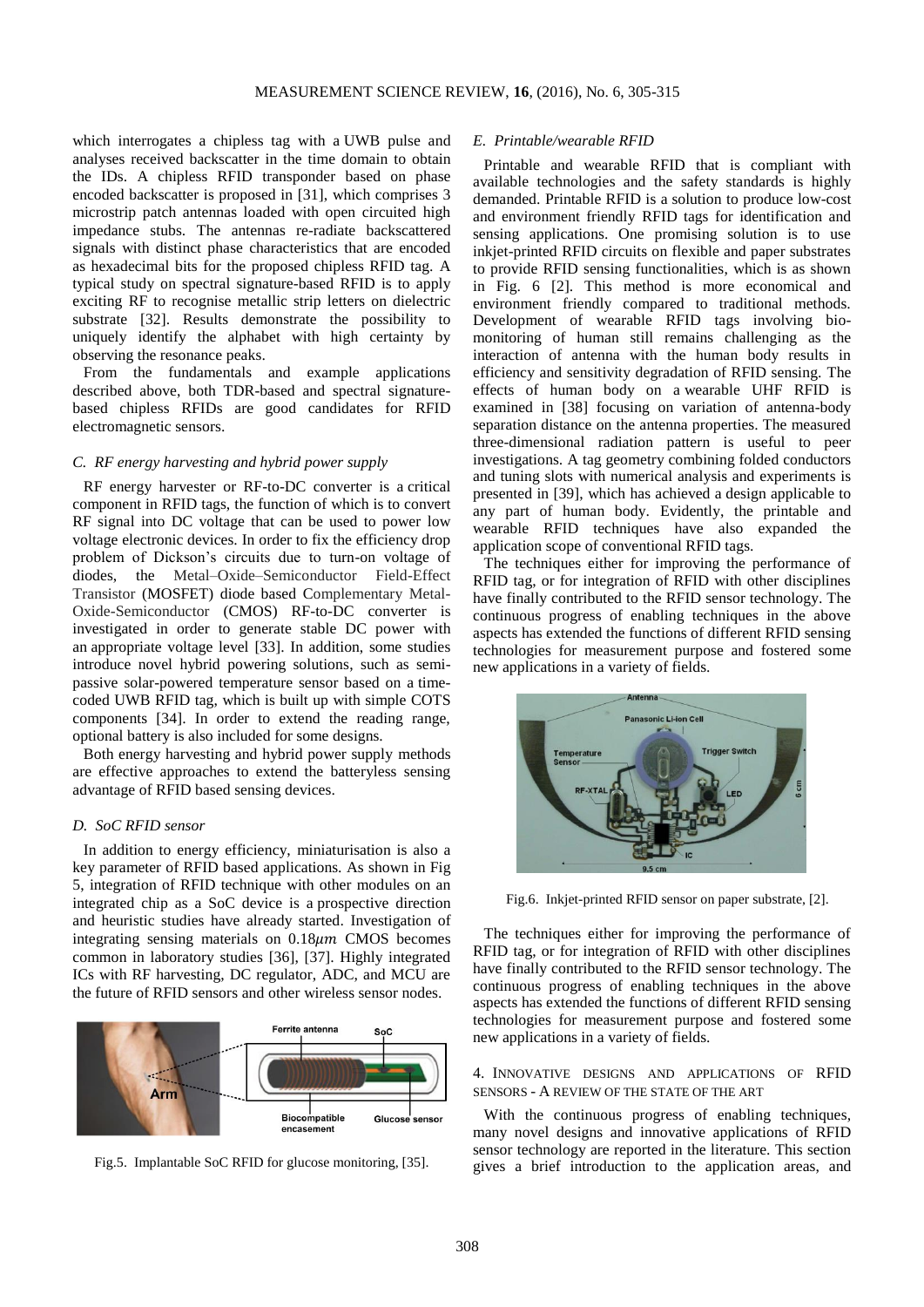which interrogates a chipless tag with a UWB pulse and analyses received backscatter in the time domain to obtain the IDs. A chipless RFID transponder based on phase encoded backscatter is proposed in [31], which comprises 3 microstrip patch antennas loaded with open circuited high impedance stubs. The antennas re-radiate backscattered signals with distinct phase characteristics that are encoded as hexadecimal bits for the proposed chipless RFID tag. A typical study on spectral signature-based RFID is to apply exciting RF to recognise metallic strip letters on dielectric substrate [32]. Results demonstrate the possibility to uniquely identify the alphabet with high certainty by observing the resonance peaks.

From the fundamentals and example applications described above, both TDR-based and spectral signature-based chipless RFIDs are good candidates for RFID electromagnetic sensors.

### *C. RF energy harvesting and hybrid power supply*

RF energy harvester or RF-to-DC converter is a critical component in RFID tags, the function of which is to convert RF signal into DC voltage that can be used to power low voltage electronic devices. In order to fix the efficiency drop problem of Dickson's circuits due to turn-on voltage of diodes, the Metal–Oxide–Semiconductor Field-Effect Transistor (MOSFET) diode based Complementary Metal-Oxide-Semiconductor (CMOS) RF-to-DC converter is investigated in order to generate stable DC power with an appropriate voltage level [33]. In addition, some studies introduce novel hybrid powering solutions, such as semi-passive solar-powered temperature sensor based on a time-coded UWB RFID tag, which is built up with simple COTS components [34]. In order to extend the reading range, optional battery is also included for some designs.

Both energy harvesting and hybrid power supply methods are effective approaches to extend the batteryless sensing advantage of RFID based sensing devices.

### *D. SoC RFID sensor*

In addition to energy efficiency, miniaturisation is also a key parameter of RFID based applications. As shown in Fig 5, integration of RFID technique with other modules on an integrated chip as a SoC device is a prospective direction and heuristic studies have already started. Investigation of integrating sensing materials on $0.18\mu m$ CMOS becomes common in laboratory studies [36], [37]. Highly integrated ICs with RF harvesting, DC regulator, ADC, and MCU are the future of RFID sensors and other wireless sensor nodes.

Fig.5. Implantable SoC RFID for glucose monitoring, [35].

### *E. Printable/wearable RFID*

Printable and wearable RFID that is compliant with available technologies and the safety standards is highly demanded. Printable RFID is a solution to produce low-cost and environment friendly RFID tags for identification and sensing applications. One promising solution is to use inkjet-printed RFID circuits on flexible and paper substrates to provide RFID sensing functionalities, which is as shown in Fig. 6 [2]. This method is more economical and environment friendly compared to traditional methods. Development of wearable RFID tags involving bio-monitoring of human still remains challenging as the interaction of antenna with the human body results in efficiency and sensitivity degradation of RFID sensing. The effects of human body on a wearable UHF RFID is examined in [38] focusing on variation of antenna-body separation distance on the antenna properties. The measured three-dimensional radiation pattern is useful to peer investigations. A tag geometry combining folded conductors and tuning slots with numerical analysis and experiments is presented in [39], which has achieved a design applicable to any part of human body. Evidently, the printable and wearable RFID techniques have also expanded the application scope of conventional RFID tags.

The techniques either for improving the performance of RFID tag, or for integration of RFID with other disciplines have finally contributed to the RFID sensor technology. The continuous progress of enabling techniques in the above aspects has extended the functions of different RFID sensing technologies for measurement purpose and fostered some new applications in a variety of fields.

Fig.6. Inkjet-printed RFID sensor on paper substrate, [2].

The techniques either for improving the performance of RFID tag, or for integration of RFID with other disciplines have finally contributed to the RFID sensor technology. The continuous progress of enabling techniques in the above aspects has extended the functions of different RFID sensing technologies for measurement purpose and fostered some new applications in a variety of fields.

## 4. Innovative designs and applications of RFID sensors - A review of the state of the art

With the continuous progress of enabling techniques, many novel designs and innovative applications of RFID sensor technology are reported in the literature. This section gives a brief introduction to the application areas, and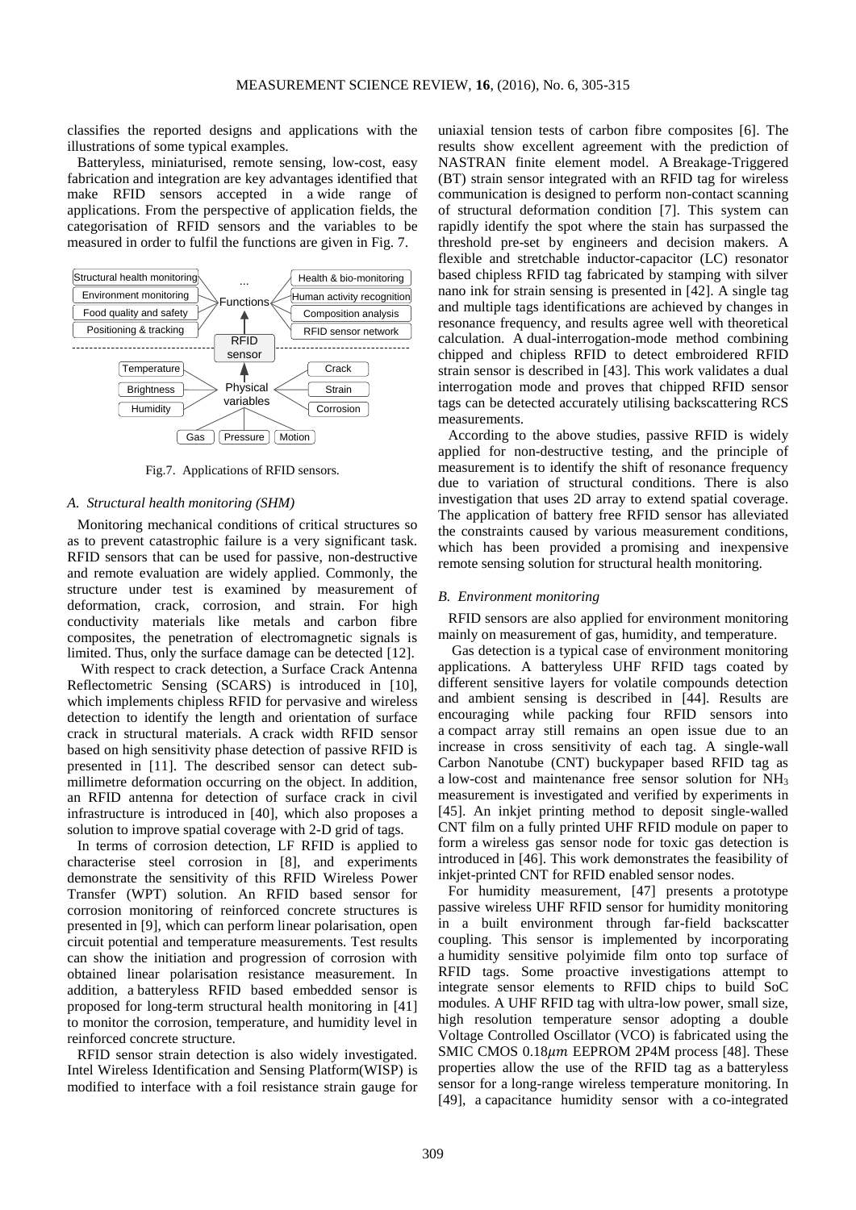classifies the reported designs and applications with the illustrations of some typical examples.

Batteryless, miniaturised, remote sensing, low-cost, easy fabrication and integration are key advantages identified that make RFID sensors accepted in a wide range of applications. From the perspective of application fields, the categorisation of RFID sensors and the variables to be measured in order to fulfil the functions are given in Fig. 7.

Fig.7. Applications of RFID sensors.

### A. Structural health monitoring (SHM)

Monitoring mechanical conditions of critical structures so as to prevent catastrophic failure is a very significant task. RFID sensors that can be used for passive, non-destructive and remote evaluation are widely applied. Commonly, the structure under test is examined by measurement of deformation, crack, corrosion, and strain. For high conductivity materials like metals and carbon fibre composites, the penetration of electromagnetic signals is limited. Thus, only the surface damage can be detected [12].

With respect to crack detection, a Surface Crack Antenna Reflectometric Sensing (SCARS) is introduced in [10], which implements chipless RFID for pervasive and wireless detection to identify the length and orientation of surface crack in structural materials. A crack width RFID sensor based on high sensitivity phase detection of passive RFID is presented in [11]. The described sensor can detect sub-millimetre deformation occurring on the object. In addition, an RFID antenna for detection of surface crack in civil infrastructure is introduced in [40], which also proposes a solution to improve spatial coverage with 2-D grid of tags.

In terms of corrosion detection, LF RFID is applied to characterise steel corrosion in [8], and experiments demonstrate the sensitivity of this RFID Wireless Power Transfer (WPT) solution. An RFID based sensor for corrosion monitoring of reinforced concrete structures is presented in [9], which can perform linear polarisation, open circuit potential and temperature measurements. Test results can show the initiation and progression of corrosion with obtained linear polarisation resistance measurement. In addition, a batteryless RFID based embedded sensor is proposed for long-term structural health monitoring in [41] to monitor the corrosion, temperature, and humidity level in reinforced concrete structure.

RFID sensor strain detection is also widely investigated. Intel Wireless Identification and Sensing Platform(WISP) is modified to interface with a foil resistance strain gauge for uniaxial tension tests of carbon fibre composites [6]. The results show excellent agreement with the prediction of NASTRAN finite element model. A Breakage-Triggered (BT) strain sensor integrated with an RFID tag for wireless communication is designed to perform non-contact scanning of structural deformation condition [7]. This system can rapidly identify the spot where the stain has surpassed the threshold pre-set by engineers and decision makers. A flexible and stretchable inductor-capacitor (LC) resonator based chipless RFID tag fabricated by stamping with silver nano ink for strain sensing is presented in [42]. A single tag and multiple tags identifications are achieved by changes in resonance frequency, and results agree well with theoretical calculation. A dual-interrogation-mode method combining chipped and chipless RFID to detect embroidered RFID strain sensor is described in [43]. This work validates a dual interrogation mode and proves that chipped RFID sensor tags can be detected accurately utilising backscattering RCS measurements.

According to the above studies, passive RFID is widely applied for non-destructive testing, and the principle of measurement is to identify the shift of resonance frequency due to variation of structural conditions. There is also investigation that uses 2D array to extend spatial coverage. The application of battery free RFID sensor has alleviated the constraints caused by various measurement conditions, which has been provided a promising and inexpensive remote sensing solution for structural health monitoring.

### B. Environment monitoring

RFID sensors are also applied for environment monitoring mainly on measurement of gas, humidity, and temperature.

Gas detection is a typical case of environment monitoring applications. A batteryless UHF RFID tags coated by different sensitive layers for volatile compounds detection and ambient sensing is described in [44]. Results are encouraging while packing four RFID sensors into a compact array still remains an open issue due to an increase in cross sensitivity of each tag. A single-wall Carbon Nanotube (CNT) buckypaper based RFID tag as a low-cost and maintenance free sensor solution for $NH_3$ measurement is investigated and verified by experiments in [45]. An inkjet printing method to deposit single-walled CNT film on a fully printed UHF RFID module on paper to form a wireless gas sensor node for toxic gas detection is introduced in [46]. This work demonstrates the feasibility of inkjet-printed CNT for RFID enabled sensor nodes.

For humidity measurement, [47] presents a prototype passive wireless UHF RFID sensor for humidity monitoring in a built environment through far-field backscatter coupling. This sensor is implemented by incorporating a humidity sensitive polyimide film onto top surface of RFID tags. Some proactive investigations attempt to integrate sensor elements to RFID chips to build SoC modules. A UHF RFID tag with ultra-low power, small size, high resolution temperature sensor adopting a double Voltage Controlled Oscillator (VCO) is fabricated using the SMIC CMOS 0.18$\mu m$ EEPROM 2P4M process [48]. These properties allow the use of the RFID tag as a batteryless sensor for a long-range wireless temperature monitoring. In [49], a capacitance humidity sensor with a co-integrated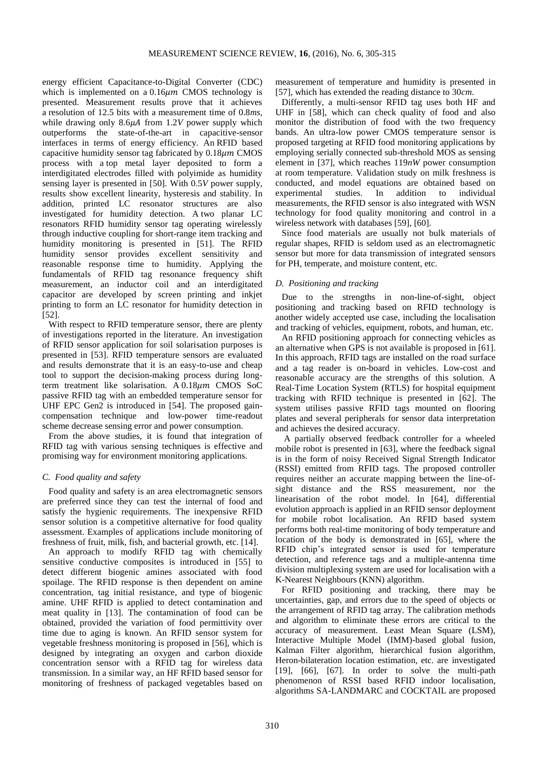energy efficient Capacitance-to-Digital Converter (CDC) which is implemented on a $0.16\mu m$ CMOS technology is presented. Measurement results prove that it achieves a resolution of 12.5 bits with a measurement time of $0.8ms$, while drawing only $8.6\mu A$ from $1.2V$ power supply which outperforms the state-of-the-art in capacitive-sensor interfaces in terms of energy efficiency. An RFID based capacitive humidity sensor tag fabricated by $0.18\mu m$ CMOS process with a top metal layer deposited to form a interdigitated electrodes filled with polyimide as humidity sensing layer is presented in [50]. With $0.5V$ power supply, results show excellent linearity, hysteresis and stability. In addition, printed LC resonator structures are also investigated for humidity detection. A two planar LC resonators RFID humidity sensor tag operating wirelessly through inductive coupling for short-range item tracking and humidity monitoring is presented in [51]. The RFID humidity sensor provides excellent sensitivity and reasonable response time to humidity. Applying the fundamentals of RFID tag resonance frequency shift measurement, an inductor coil and an interdigitated capacitor are developed by screen printing and inkjet printing to form an LC resonator for humidity detection in [52].

With respect to RFID temperature sensor, there are plenty of investigations reported in the literature. An investigation of RFID sensor application for soil solarisation purposes is presented in [53]. RFID temperature sensors are evaluated and results demonstrate that it is an easy-to-use and cheap tool to support the decision-making process during long-term treatment like solarisation. A $0.18\mu m$ CMOS SoC passive RFID tag with an embedded temperature sensor for UHF EPC Gen2 is introduced in [54]. The proposed gain-compensation technique and low-power time-readout scheme decrease sensing error and power consumption.

From the above studies, it is found that integration of RFID tag with various sensing techniques is effective and promising way for environment monitoring applications.

### C. Food quality and safety

Food quality and safety is an area electromagnetic sensors are preferred since they can test the internal of food and satisfy the hygienic requirements. The inexpensive RFID sensor solution is a competitive alternative for food quality assessment. Examples of applications include monitoring of freshness of fruit, milk, fish, and bacterial growth, etc. [14].

An approach to modify RFID tag with chemically sensitive conductive composites is introduced in [55] to detect different biogenic amines associated with food spoilage. The RFID response is then dependent on amine concentration, tag initial resistance, and type of biogenic amine. UHF RFID is applied to detect contamination and meat quality in [13]. The contamination of food can be obtained, provided the variation of food permittivity over time due to aging is known. An RFID sensor system for vegetable freshness monitoring is proposed in [56], which is designed by integrating an oxygen and carbon dioxide concentration sensor with a RFID tag for wireless data transmission. In a similar way, an HF RFID based sensor for monitoring of freshness of packaged vegetables based on measurement of temperature and humidity is presented in [57], which has extended the reading distance to $30cm$.

Differently, a multi-sensor RFID tag uses both HF and UHF in [58], which can check quality of food and also monitor the distribution of food with the two frequency bands. An ultra-low power CMOS temperature sensor is proposed targeting at RFID food monitoring applications by employing serially connected sub-threshold MOS as sensing element in [37], which reaches $119nW$ power consumption at room temperature. Validation study on milk freshness is conducted, and model equations are obtained based on experimental studies. In addition to individual measurements, the RFID sensor is also integrated with WSN technology for food quality monitoring and control in a wireless network with databases [59], [60].

Since food materials are usually not bulk materials of regular shapes, RFID is seldom used as an electromagnetic sensor but more for data transmission of integrated sensors for PH, temperate, and moisture content, etc.

### D. Positioning and tracking

Due to the strengths in non-line-of-sight, object positioning and tracking based on RFID technology is another widely accepted use case, including the localisation and tracking of vehicles, equipment, robots, and human, etc.

An RFID positioning approach for connecting vehicles as an alternative when GPS is not available is proposed in [61]. In this approach, RFID tags are installed on the road surface and a tag reader is on-board in vehicles. Low-cost and reasonable accuracy are the strengths of this solution. A Real-Time Location System (RTLS) for hospital equipment tracking with RFID technique is presented in [62]. The system utilises passive RFID tags mounted on flooring plates and several peripherals for sensor data interpretation and achieves the desired accuracy.

A partially observed feedback controller for a wheeled mobile robot is presented in [63], where the feedback signal is in the form of noisy Received Signal Strength Indicator (RSSI) emitted from RFID tags. The proposed controller requires neither an accurate mapping between the line-of-sight distance and the RSS measurement, nor the linearisation of the robot model. In [64], differential evolution approach is applied in an RFID sensor deployment for mobile robot localisation. An RFID based system performs both real-time monitoring of body temperature and location of the body is demonstrated in [65], where the RFID chip's integrated sensor is used for temperature detection, and reference tags and a multiple-antenna time division multiplexing system are used for localisation with a K-Nearest Neighbours (KNN) algorithm.

For RFID positioning and tracking, there may be uncertainties, gap, and errors due to the speed of objects or the arrangement of RFID tag array. The calibration methods and algorithm to eliminate these errors are critical to the accuracy of measurement. Least Mean Square (LSM), Interactive Multiple Model (IMM)-based global fusion, Kalman Filter algorithm, hierarchical fusion algorithm, Heron-bilateration location estimation, etc. are investigated [19], [66], [67]. In order to solve the multi-path phenomenon of RSSI based RFID indoor localisation, algorithms SA-LANDMARC and COCKTAIL are proposed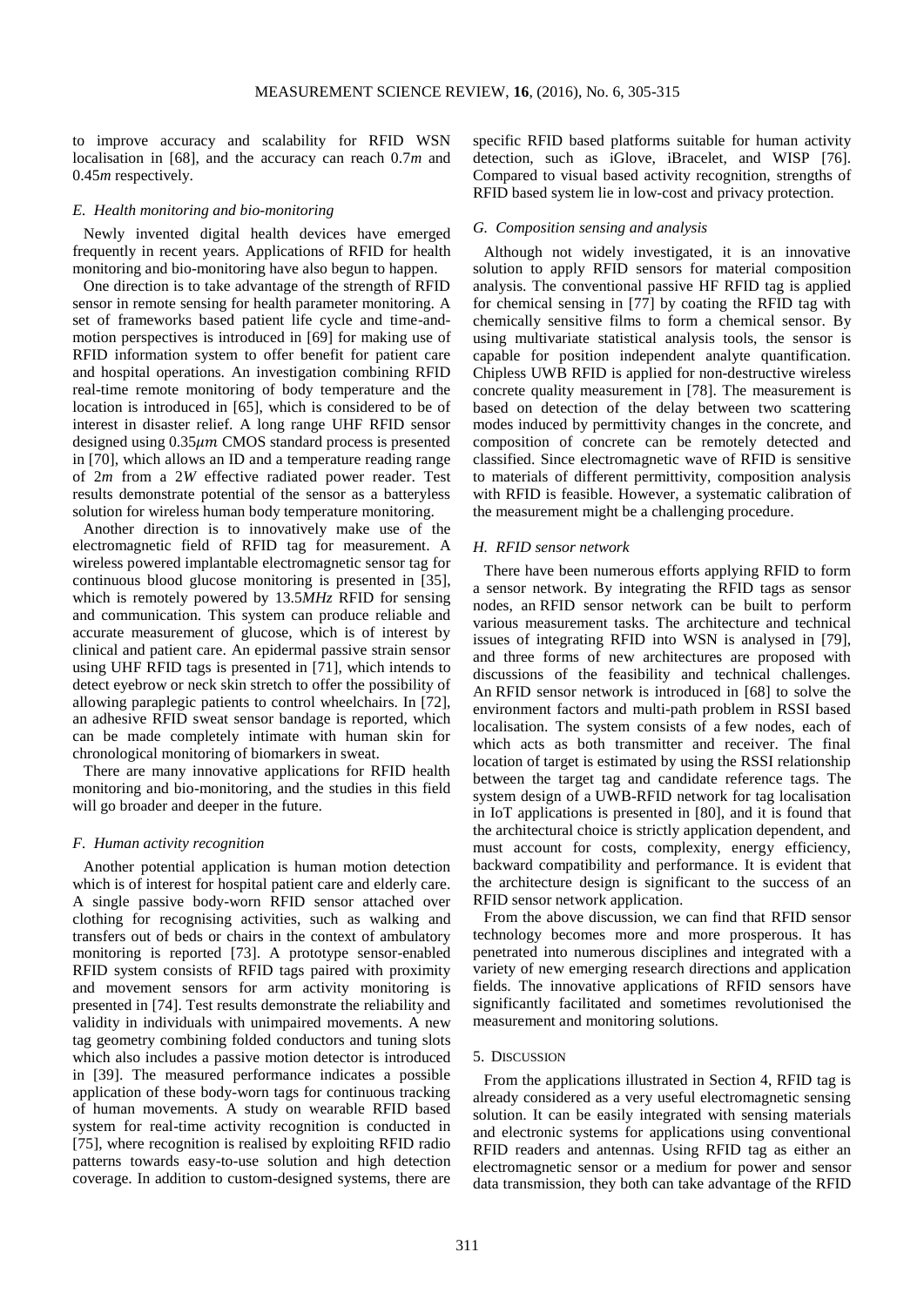to improve accuracy and scalability for RFID WSN localisation in [68], and the accuracy can reach 0.7$m$ and 0.45$m$ respectively.

### *E. Health monitoring and bio-monitoring*

Newly invented digital health devices have emerged frequently in recent years. Applications of RFID for health monitoring and bio-monitoring have also begun to happen.

One direction is to take advantage of the strength of RFID sensor in remote sensing for health parameter monitoring. A set of frameworks based patient life cycle and time-and-motion perspectives is introduced in [69] for making use of RFID information system to offer benefit for patient care and hospital operations. An investigation combining RFID real-time remote monitoring of body temperature and the location is introduced in [65], which is considered to be of interest in disaster relief. A long range UHF RFID sensor designed using 0.35$\mu m$ CMOS standard process is presented in [70], which allows an ID and a temperature reading range of 2$m$ from a 2$W$ effective radiated power reader. Test results demonstrate potential of the sensor as a batteryless solution for wireless human body temperature monitoring.

Another direction is to innovatively make use of the electromagnetic field of RFID tag for measurement. A wireless powered implantable electromagnetic sensor tag for continuous blood glucose monitoring is presented in [35], which is remotely powered by 13.5$MHz$ RFID for sensing and communication. This system can produce reliable and accurate measurement of glucose, which is of interest by clinical and patient care. An epidermal passive strain sensor using UHF RFID tags is presented in [71], which intends to detect eyebrow or neck skin stretch to offer the possibility of allowing paraplegic patients to control wheelchairs. In [72], an adhesive RFID sweat sensor bandage is reported, which can be made completely intimate with human skin for chronological monitoring of biomarkers in sweat.

There are many innovative applications for RFID health monitoring and bio-monitoring, and the studies in this field will go broader and deeper in the future.

### *F. Human activity recognition*

Another potential application is human motion detection which is of interest for hospital patient care and elderly care. A single passive body-worn RFID sensor attached over clothing for recognising activities, such as walking and transfers out of beds or chairs in the context of ambulatory monitoring is reported [73]. A prototype sensor-enabled RFID system consists of RFID tags paired with proximity and movement sensors for arm activity monitoring is presented in [74]. Test results demonstrate the reliability and validity in individuals with unimpaired movements. A new tag geometry combining folded conductors and tuning slots which also includes a passive motion detector is introduced in [39]. The measured performance indicates a possible application of these body-worn tags for continuous tracking of human movements. A study on wearable RFID based system for real-time activity recognition is conducted in [75], where recognition is realised by exploiting RFID radio patterns towards easy-to-use solution and high detection coverage. In addition to custom-designed systems, there are specific RFID based platforms suitable for human activity detection, such as iGlove, iBracelet, and WISP [76]. Compared to visual based activity recognition, strengths of RFID based system lie in low-cost and privacy protection.

### *G. Composition sensing and analysis*

Although not widely investigated, it is an innovative solution to apply RFID sensors for material composition analysis. The conventional passive HF RFID tag is applied for chemical sensing in [77] by coating the RFID tag with chemically sensitive films to form a chemical sensor. By using multivariate statistical analysis tools, the sensor is capable for position independent analyte quantification. Chipless UWB RFID is applied for non-destructive wireless concrete quality measurement in [78]. The measurement is based on detection of the delay between two scattering modes induced by permittivity changes in the concrete, and composition of concrete can be remotely detected and classified. Since electromagnetic wave of RFID is sensitive to materials of different permittivity, composition analysis with RFID is feasible. However, a systematic calibration of the measurement might be a challenging procedure.

### *H. RFID sensor network*

There have been numerous efforts applying RFID to form a sensor network. By integrating the RFID tags as sensor nodes, an RFID sensor network can be built to perform various measurement tasks. The architecture and technical issues of integrating RFID into WSN is analysed in [79], and three forms of new architectures are proposed with discussions of the feasibility and technical challenges. An RFID sensor network is introduced in [68] to solve the environment factors and multi-path problem in RSSI based localisation. The system consists of a few nodes, each of which acts as both transmitter and receiver. The final location of target is estimated by using the RSSI relationship between the target tag and candidate reference tags. The system design of a UWB-RFID network for tag localisation in IoT applications is presented in [80], and it is found that the architectural choice is strictly application dependent, and must account for costs, complexity, energy efficiency, backward compatibility and performance. It is evident that the architecture design is significant to the success of an RFID sensor network application.

From the above discussion, we can find that RFID sensor technology becomes more and more prosperous. It has penetrated into numerous disciplines and integrated with a variety of new emerging research directions and application fields. The innovative applications of RFID sensors have significantly facilitated and sometimes revolutionised the measurement and monitoring solutions.

## 5. Discussion

From the applications illustrated in Section 4, RFID tag is already considered as a very useful electromagnetic sensing solution. It can be easily integrated with sensing materials and electronic systems for applications using conventional RFID readers and antennas. Using RFID tag as either an electromagnetic sensor or a medium for power and sensor data transmission, they both can take advantage of the RFID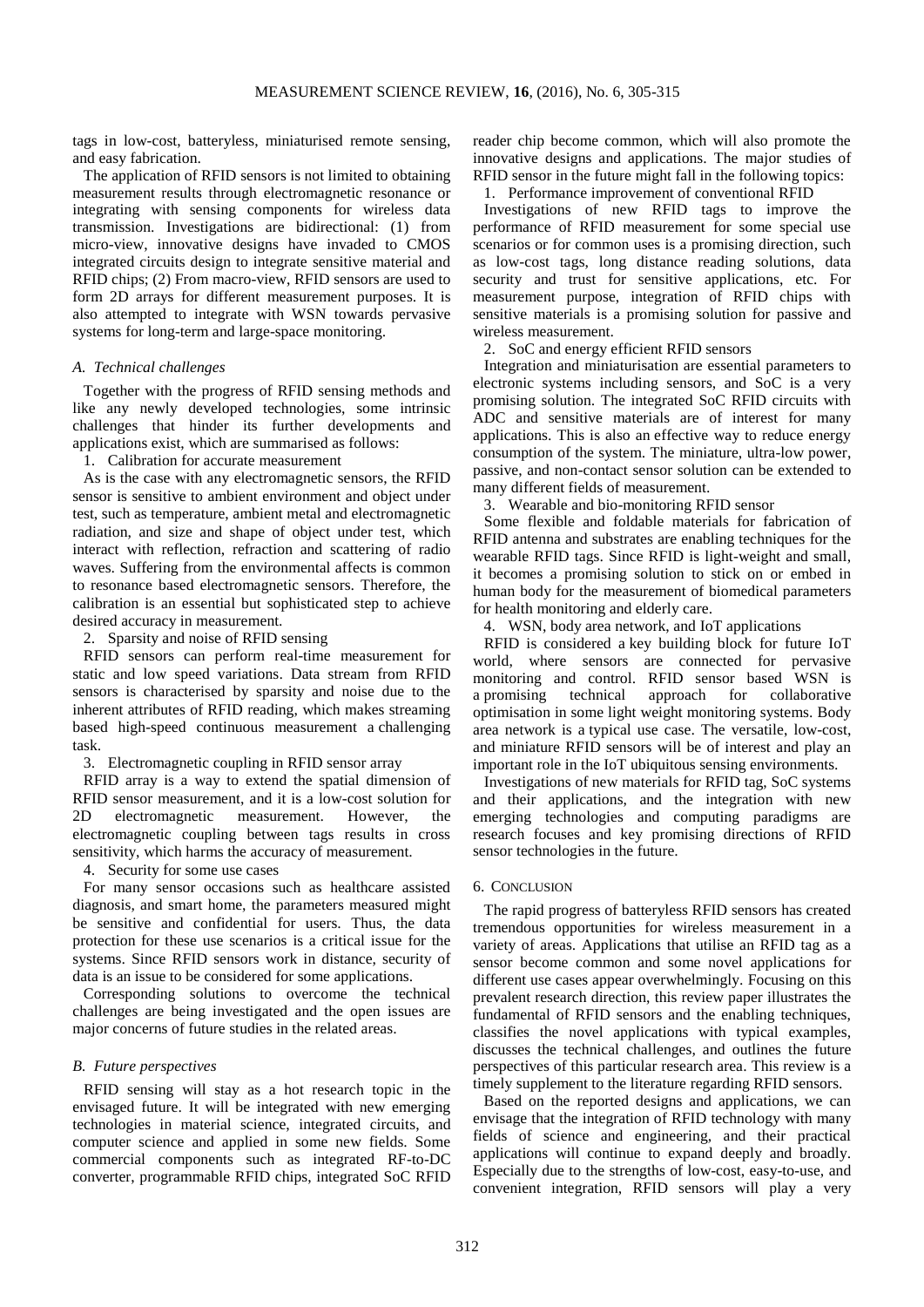tags in low-cost, batteryless, miniaturised remote sensing, and easy fabrication.

The application of RFID sensors is not limited to obtaining measurement results through electromagnetic resonance or integrating with sensing components for wireless data transmission. Investigations are bidirectional: (1) from micro-view, innovative designs have invaded to CMOS integrated circuits design to integrate sensitive material and RFID chips; (2) From macro-view, RFID sensors are used to form 2D arrays for different measurement purposes. It is also attempted to integrate with WSN towards pervasive systems for long-term and large-space monitoring.

### *A. Technical challenges*

Together with the progress of RFID sensing methods and like any newly developed technologies, some intrinsic challenges that hinder its further developments and applications exist, which are summarised as follows:

1. Calibration for accurate measurement

As is the case with any electromagnetic sensors, the RFID sensor is sensitive to ambient environment and object under test, such as temperature, ambient metal and electromagnetic radiation, and size and shape of object under test, which interact with reflection, refraction and scattering of radio waves. Suffering from the environmental affects is common to resonance based electromagnetic sensors. Therefore, the calibration is an essential but sophisticated step to achieve desired accuracy in measurement.

2. Sparsity and noise of RFID sensing

RFID sensors can perform real-time measurement for static and low speed variations. Data stream from RFID sensors is characterised by sparsity and noise due to the inherent attributes of RFID reading, which makes streaming based high-speed continuous measurement a challenging task.

3. Electromagnetic coupling in RFID sensor array

RFID array is a way to extend the spatial dimension of RFID sensor measurement, and it is a low-cost solution for 2D electromagnetic measurement. However, the electromagnetic coupling between tags results in cross sensitivity, which harms the accuracy of measurement.

4. Security for some use cases

For many sensor occasions such as healthcare assisted diagnosis, and smart home, the parameters measured might be sensitive and confidential for users. Thus, the data protection for these use scenarios is a critical issue for the systems. Since RFID sensors work in distance, security of data is an issue to be considered for some applications.

Corresponding solutions to overcome the technical challenges are being investigated and the open issues are major concerns of future studies in the related areas.

### *B. Future perspectives*

RFID sensing will stay as a hot research topic in the envisaged future. It will be integrated with new emerging technologies in material science, integrated circuits, and computer science and applied in some new fields. Some commercial components such as integrated RF-to-DC converter, programmable RFID chips, integrated SoC RFID reader chip become common, which will also promote the innovative designs and applications. The major studies of RFID sensor in the future might fall in the following topics:

1. Performance improvement of conventional RFID

Investigations of new RFID tags to improve the performance of RFID measurement for some special use scenarios or for common uses is a promising direction, such as low-cost tags, long distance reading solutions, data security and trust for sensitive applications, etc. For measurement purpose, integration of RFID chips with sensitive materials is a promising solution for passive and wireless measurement.

2. SoC and energy efficient RFID sensors

Integration and miniaturisation are essential parameters to electronic systems including sensors, and SoC is a very promising solution. The integrated SoC RFID circuits with ADC and sensitive materials are of interest for many applications. This is also an effective way to reduce energy consumption of the system. The miniature, ultra-low power, passive, and non-contact sensor solution can be extended to many different fields of measurement.

3. Wearable and bio-monitoring RFID sensor

Some flexible and foldable materials for fabrication of RFID antenna and substrates are enabling techniques for the wearable RFID tags. Since RFID is light-weight and small, it becomes a promising solution to stick on or embed in human body for the measurement of biomedical parameters for health monitoring and elderly care.

4. WSN, body area network, and IoT applications

RFID is considered a key building block for future IoT world, where sensors are connected for pervasive monitoring and control. RFID sensor based WSN is a promising technical approach for collaborative optimisation in some light weight monitoring systems. Body area network is a typical use case. The versatile, low-cost, and miniature RFID sensors will be of interest and play an important role in the IoT ubiquitous sensing environments.

Investigations of new materials for RFID tag, SoC systems and their applications, and the integration with new emerging technologies and computing paradigms are research focuses and key promising directions of RFID sensor technologies in the future.

## 6. CONCLUSION

The rapid progress of batteryless RFID sensors has created tremendous opportunities for wireless measurement in a variety of areas. Applications that utilise an RFID tag as a sensor become common and some novel applications for different use cases appear overwhelmingly. Focusing on this prevalent research direction, this review paper illustrates the fundamental of RFID sensors and the enabling techniques, classifies the novel applications with typical examples, discusses the technical challenges, and outlines the future perspectives of this particular research area. This review is a timely supplement to the literature regarding RFID sensors.

Based on the reported designs and applications, we can envisage that the integration of RFID technology with many fields of science and engineering, and their practical applications will continue to expand deeply and broadly. Especially due to the strengths of low-cost, easy-to-use, and convenient integration, RFID sensors will play a very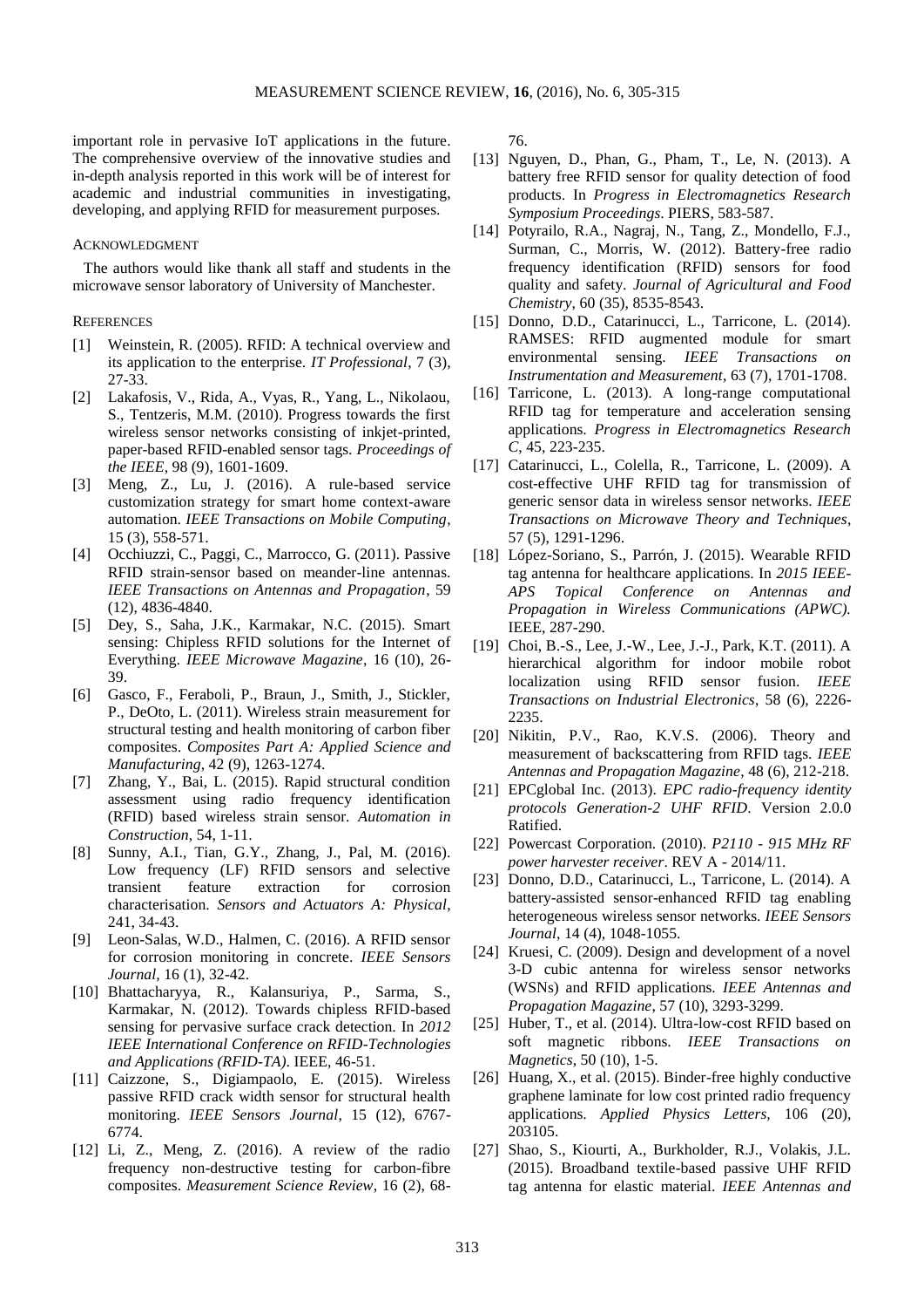important role in pervasive IoT applications in the future. The comprehensive overview of the innovative studies and in-depth analysis reported in this work will be of interest for academic and industrial communities in investigating, developing, and applying RFID for measurement purposes.

## ACKNOWLEDGMENT

The authors would like thank all staff and students in the microwave sensor laboratory of University of Manchester.

## REFERENCES

[1] Weinstein, R. (2005). RFID: A technical overview and its application to the enterprise. *IT Professional*, 7 (3), 27-33.

[2] Lakafosis, V., Rida, A., Vyas, R., Yang, L., Nikolaou, S., Tentzeris, M.M. (2010). Progress towards the first wireless sensor networks consisting of inkjet-printed, paper-based RFID-enabled sensor tags. *Proceedings of the IEEE*, 98 (9), 1601-1609.

[3] Meng, Z., Lu, J. (2016). A rule-based service customization strategy for smart home context-aware automation. *IEEE Transactions on Mobile Computing*, 15 (3), 558-571.

[4] Occhiuzzi, C., Paggi, C., Marrocco, G. (2011). Passive RFID strain-sensor based on meander-line antennas. *IEEE Transactions on Antennas and Propagation*, 59 (12), 4836-4840.

[5] Dey, S., Saha, J.K., Karmakar, N.C. (2015). Smart sensing: Chipless RFID solutions for the Internet of Everything. *IEEE Microwave Magazine*, 16 (10), 26-39.

[6] Gasco, F., Feraboli, P., Braun, J., Smith, J., Stickler, P., DeOto, L. (2011). Wireless strain measurement for structural testing and health monitoring of carbon fiber composites. *Composites Part A: Applied Science and Manufacturing*, 42 (9), 1263-1274.

[7] Zhang, Y., Bai, L. (2015). Rapid structural condition assessment using radio frequency identification (RFID) based wireless strain sensor. *Automation in Construction*, 54, 1-11.

[8] Sunny, A.I., Tian, G.Y., Zhang, J., Pal, M. (2016). Low frequency (LF) RFID sensors and selective transient feature extraction for corrosion characterisation. *Sensors and Actuators A: Physical*, 241, 34-43.

[9] Leon-Salas, W.D., Halmen, C. (2016). A RFID sensor for corrosion monitoring in concrete. *IEEE Sensors Journal*, 16 (1), 32-42.

[10] Bhattacharyya, R., Kalansuriya, P., Sarma, S., Karmakar, N. (2012). Towards chipless RFID-based sensing for pervasive surface crack detection. In *2012 IEEE International Conference on RFID-Technologies and Applications (RFID-TA)*. IEEE, 46-51.

[11] Caizzone, S., Digiampaolo, E. (2015). Wireless passive RFID crack width sensor for structural health monitoring. *IEEE Sensors Journal*, 15 (12), 6767-6774.

[12] Li, Z., Meng, Z. (2016). A review of the radio frequency non-destructive testing for carbon-fibre composites. *Measurement Science Review*, 16 (2), 68-76.

[13] Nguyen, D., Phan, G., Pham, T., Le, N. (2013). A battery free RFID sensor for quality detection of food products. In *Progress in Electromagnetics Research Symposium Proceedings*. PIERS, 583-587.

[14] Potyrailo, R.A., Nagraj, N., Tang, Z., Mondello, F.J., Surman, C., Morris, W. (2012). Battery-free radio frequency identification (RFID) sensors for food quality and safety. *Journal of Agricultural and Food Chemistry*, 60 (35), 8535-8543.

[15] Donno, D.D., Catarinucci, L., Tarricone, L. (2014). RAMSES: RFID augmented module for smart environmental sensing. *IEEE Transactions on Instrumentation and Measurement*, 63 (7), 1701-1708.

[16] Tarricone, L. (2013). A long-range computational RFID tag for temperature and acceleration sensing applications. *Progress in Electromagnetics Research C*, 45, 223-235.

[17] Catarinucci, L., Colella, R., Tarricone, L. (2009). A cost-effective UHF RFID tag for transmission of generic sensor data in wireless sensor networks. *IEEE Transactions on Microwave Theory and Techniques*, 57 (5), 1291-1296.

[18] López-Soriano, S., Parrón, J. (2015). Wearable RFID tag antenna for healthcare applications. In *2015 IEEE-APS Topical Conference on Antennas and Propagation in Wireless Communications (APWC)*. IEEE, 287-290.

[19] Choi, B.-S., Lee, J.-W., Lee, J.-J., Park, K.T. (2011). A hierarchical algorithm for indoor mobile robot localization using RFID sensor fusion. *IEEE Transactions on Industrial Electronics*, 58 (6), 2226-2235.

[20] Nikitin, P.V., Rao, K.V.S. (2006). Theory and measurement of backscattering from RFID tags. *IEEE Antennas and Propagation Magazine*, 48 (6), 212-218.

[21] EPCglobal Inc. (2013). *EPC radio-frequency identity protocols Generation-2 UHF RFID*. Version 2.0.0 Ratified.

[22] Powercast Corporation. (2010). *P2110 - 915 MHz RF power harvester receiver*. REV A - 2014/11.

[23] Donno, D.D., Catarinucci, L., Tarricone, L. (2014). A battery-assisted sensor-enhanced RFID tag enabling heterogeneous wireless sensor networks. *IEEE Sensors Journal*, 14 (4), 1048-1055.

[24] Kruesi, C. (2009). Design and development of a novel 3-D cubic antenna for wireless sensor networks (WSNs) and RFID applications. *IEEE Antennas and Propagation Magazine*, 57 (10), 3293-3299.

[25] Huber, T., et al. (2014). Ultra-low-cost RFID based on soft magnetic ribbons. *IEEE Transactions on Magnetics*, 50 (10), 1-5.

[26] Huang, X., et al. (2015). Binder-free highly conductive graphene laminate for low cost printed radio frequency applications. *Applied Physics Letters*, 106 (20), 203105.

[27] Shao, S., Kiourti, A., Burkholder, R.J., Volakis, J.L. (2015). Broadband textile-based passive UHF RFID tag antenna for elastic material. *IEEE Antennas and*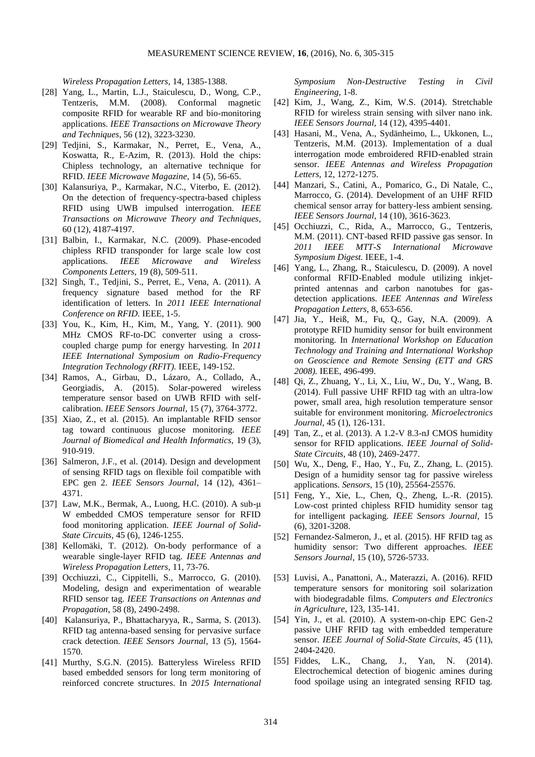*Wireless Propagation Letters*, 14, 1385-1388.

[28] Yang, L., Martin, L.J., Staiculescu, D., Wong, C.P., Tentzeris, M.M. (2008). Conformal magnetic composite RFID for wearable RF and bio-monitoring applications. *IEEE Transactions on Microwave Theory and Techniques*, 56 (12), 3223-3230.

[29] Tedjini, S., Karmakar, N., Perret, E., Vena, A., Koswatta, R., E-Azim, R. (2013). Hold the chips: Chipless technology, an alternative technique for RFID. *IEEE Microwave Magazine*, 14 (5), 56-65.

[30] Kalansuriya, P., Karmakar, N.C., Viterbo, E. (2012). On the detection of frequency-spectra-based chipless RFID using UWB impulsed interrogation. *IEEE Transactions on Microwave Theory and Techniques*, 60 (12), 4187-4197.

[31] Balbin, I., Karmakar, N.C. (2009). Phase-encoded chipless RFID transponder for large scale low cost applications. *IEEE Microwave and Wireless Components Letters*, 19 (8), 509-511.

[32] Singh, T., Tedjini, S., Perret, E., Vena, A. (2011). A frequency signature based method for the RF identification of letters. In *2011 IEEE International Conference on RFID*. IEEE, 1-5.

[33] You, K., Kim, H., Kim, M., Yang, Y. (2011). 900 MHz CMOS RF-to-DC converter using a cross-coupled charge pump for energy harvesting. In *2011 IEEE International Symposium on Radio-Frequency Integration Technology (RFIT)*. IEEE, 149-152.

[34] Ramos, A., Girbau, D., Lázaro, A., Collado, A., Georgiadis, A. (2015). Solar-powered wireless temperature sensor based on UWB RFID with self-calibration. *IEEE Sensors Journal*, 15 (7), 3764-3772.

[35] Xiao, Z., et al. (2015). An implantable RFID sensor tag toward continuous glucose monitoring. *IEEE Journal of Biomedical and Health Informatics*, 19 (3), 910-919.

[36] Salmeron, J.F., et al. (2014). Design and development of sensing RFID tags on flexible foil compatible with EPC gen 2. *IEEE Sensors Journal*, 14 (12), 4361–4371.

[37] Law, M.K., Bermak, A., Luong, H.C. (2010). A sub-μ W embedded CMOS temperature sensor for RFID food monitoring application. *IEEE Journal of Solid-State Circuits*, 45 (6), 1246-1255.

[38] Kellomäki, T. (2012). On-body performance of a wearable single-layer RFID tag. *IEEE Antennas and Wireless Propagation Letters*, 11, 73-76.

[39] Occhiuzzi, C., Cippitelli, S., Marrocco, G. (2010). Modeling, design and experimentation of wearable RFID sensor tag. *IEEE Transactions on Antennas and Propagation*, 58 (8), 2490-2498.

[40] Kalansuriya, P., Bhattacharyya, R., Sarma, S. (2013). RFID tag antenna-based sensing for pervasive surface crack detection. *IEEE Sensors Journal*, 13 (5), 1564-1570.

[41] Murthy, S.G.N. (2015). Batteryless Wireless RFID based embedded sensors for long term monitoring of reinforced concrete structures. In *2015 International Symposium Non-Destructive Testing in Civil Engineering*, 1-8.

[42] Kim, J., Wang, Z., Kim, W.S. (2014). Stretchable RFID for wireless strain sensing with silver nano ink. *IEEE Sensors Journal*, 14 (12), 4395-4401.

[43] Hasani, M., Vena, A., Sydänheimo, L., Ukkonen, L., Tentzeris, M.M. (2013). Implementation of a dual interrogation mode embroidered RFID-enabled strain sensor. *IEEE Antennas and Wireless Propagation Letters*, 12, 1272-1275.

[44] Manzari, S., Catini, A., Pomarico, G., Di Natale, C., Marrocco, G. (2014). Development of an UHF RFID chemical sensor array for battery-less ambient sensing. *IEEE Sensors Journal*, 14 (10), 3616-3623.

[45] Occhiuzzi, C., Rida, A., Marrocco, G., Tentzeris, M.M. (2011). CNT-based RFID passive gas sensor. In *2011 IEEE MTT-S International Microwave Symposium Digest*. IEEE, 1-4.

[46] Yang, L., Zhang, R., Staiculescu, D. (2009). A novel conformal RFID-Enabled module utilizing inkjet-printed antennas and carbon nanotubes for gas-detection applications. *IEEE Antennas and Wireless Propagation Letters*, 8, 653-656.

[47] Jia, Y., Heiß, M., Fu, Q., Gay, N.A. (2009). A prototype RFID humidity sensor for built environment monitoring. In *International Workshop on Education Technology and Training and International Workshop on Geoscience and Remote Sensing (ETT and GRS 2008)*. IEEE, 496-499.

[48] Qi, Z., Zhuang, Y., Li, X., Liu, W., Du, Y., Wang, B. (2014). Full passive UHF RFID tag with an ultra-low power, small area, high resolution temperature sensor suitable for environment monitoring. *Microelectronics Journal*, 45 (1), 126-131.

[49] Tan, Z., et al. (2013). A 1.2-V 8.3-nJ CMOS humidity sensor for RFID applications. *IEEE Journal of Solid-State Circuits*, 48 (10), 2469-2477.

[50] Wu, X., Deng, F., Hao, Y., Fu, Z., Zhang, L. (2015). Design of a humidity sensor tag for passive wireless applications. *Sensors*, 15 (10), 25564-25576.

[51] Feng, Y., Xie, L., Chen, Q., Zheng, L.-R. (2015). Low-cost printed chipless RFID humidity sensor tag for intelligent packaging. *IEEE Sensors Journal*, 15 (6), 3201-3208.

[52] Fernandez-Salmeron, J., et al. (2015). HF RFID tag as humidity sensor: Two different approaches. *IEEE Sensors Journal*, 15 (10), 5726-5733.

[53] Luvisi, A., Panattoni, A., Materazzi, A. (2016). RFID temperature sensors for monitoring soil solarization with biodegradable films. *Computers and Electronics in Agriculture*, 123, 135-141.

[54] Yin, J., et al. (2010). A system-on-chip EPC Gen-2 passive UHF RFID tag with embedded temperature sensor. *IEEE Journal of Solid-State Circuits*, 45 (11), 2404-2420.

[55] Fiddes, L.K., Chang, J., Yan, N. (2014). Electrochemical detection of biogenic amines during food spoilage using an integrated sensing RFID tag.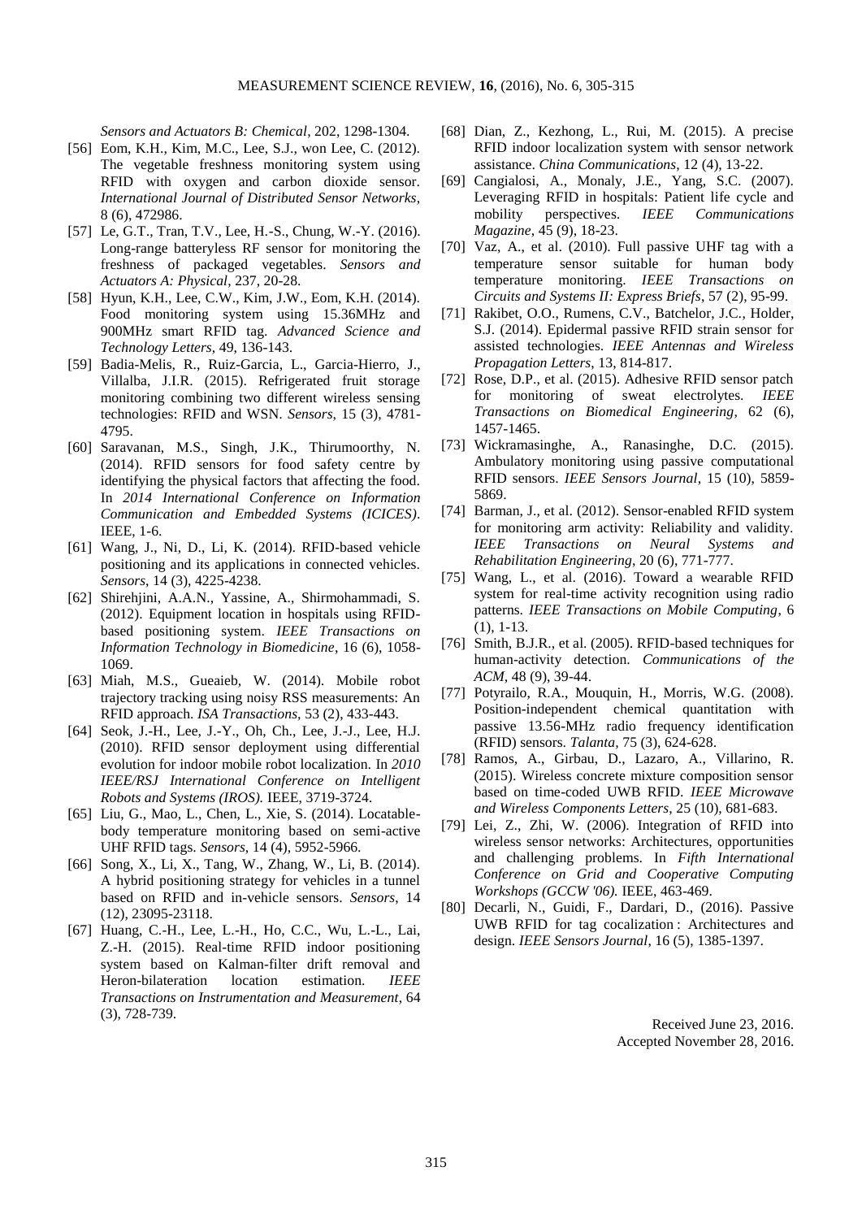*Sensors and Actuators B: Chemical*, 202, 1298-1304.

[56] Eom, K.H., Kim, M.C., Lee, S.J., won Lee, C. (2012). The vegetable freshness monitoring system using RFID with oxygen and carbon dioxide sensor. *International Journal of Distributed Sensor Networks*, 8 (6), 472986.

[57] Le, G.T., Tran, T.V., Lee, H.-S., Chung, W.-Y. (2016). Long-range batteryless RF sensor for monitoring the freshness of packaged vegetables. *Sensors and Actuators A: Physical*, 237, 20-28.

[58] Hyun, K.H., Lee, C.W., Kim, J.W., Eom, K.H. (2014). Food monitoring system using 15.36MHz and 900MHz smart RFID tag. *Advanced Science and Technology Letters*, 49, 136-143.

[59] Badia-Melis, R., Ruiz-Garcia, L., Garcia-Hierro, J., Villalba, J.I.R. (2015). Refrigerated fruit storage monitoring combining two different wireless sensing technologies: RFID and WSN. *Sensors*, 15 (3), 4781-4795.

[60] Saravanan, M.S., Singh, J.K., Thirumoorthy, N. (2014). RFID sensors for food safety centre by identifying the physical factors that affecting the food. In *2014 International Conference on Information Communication and Embedded Systems (ICICES)*. IEEE, 1-6.

[61] Wang, J., Ni, D., Li, K. (2014). RFID-based vehicle positioning and its applications in connected vehicles. *Sensors*, 14 (3), 4225-4238.

[62] Shirehjini, A.A.N., Yassine, A., Shirmohammadi, S. (2012). Equipment location in hospitals using RFID-based positioning system. *IEEE Transactions on Information Technology in Biomedicine*, 16 (6), 1058-1069.

[63] Miah, M.S., Gueaieb, W. (2014). Mobile robot trajectory tracking using noisy RSS measurements: An RFID approach. *ISA Transactions*, 53 (2), 433-443.

[64] Seok, J.-H., Lee, J.-Y., Oh, Ch., Lee, J.-J., Lee, H.J. (2010). RFID sensor deployment using differential evolution for indoor mobile robot localization. In *2010 IEEE/RSJ International Conference on Intelligent Robots and Systems (IROS).* IEEE, 3719-3724.

[65] Liu, G., Mao, L., Chen, L., Xie, S. (2014). Locatable-body temperature monitoring based on semi-active UHF RFID tags. *Sensors*, 14 (4), 5952-5966.

[66] Song, X., Li, X., Tang, W., Zhang, W., Li, B. (2014). A hybrid positioning strategy for vehicles in a tunnel based on RFID and in-vehicle sensors. *Sensors*, 14 (12), 23095-23118.

[67] Huang, C.-H., Lee, L.-H., Ho, C.C., Wu, L.-L., Lai, Z.-H. (2015). Real-time RFID indoor positioning system based on Kalman-filter drift removal and Heron-bilateration location estimation. *IEEE Transactions on Instrumentation and Measurement*, 64 (3), 728-739.

[68] Dian, Z., Kezhong, L., Rui, M. (2015). A precise RFID indoor localization system with sensor network assistance. *China Communications*, 12 (4), 13-22.

[69] Cangialosi, A., Monaly, J.E., Yang, S.C. (2007). Leveraging RFID in hospitals: Patient life cycle and mobility perspectives. *IEEE Communications Magazine*, 45 (9), 18-23.

[70] Vaz, A., et al. (2010). Full passive UHF tag with a temperature sensor suitable for human body temperature monitoring. *IEEE Transactions on Circuits and Systems II: Express Briefs*, 57 (2), 95-99.

[71] Rakibet, O.O., Rumens, C.V., Batchelor, J.C., Holder, S.J. (2014). Epidermal passive RFID strain sensor for assisted technologies. *IEEE Antennas and Wireless Propagation Letters*, 13, 814-817.

[72] Rose, D.P., et al. (2015). Adhesive RFID sensor patch for monitoring of sweat electrolytes. *IEEE Transactions on Biomedical Engineering*, 62 (6), 1457-1465.

[73] Wickramasinghe, A., Ranasinghe, D.C. (2015). Ambulatory monitoring using passive computational RFID sensors. *IEEE Sensors Journal*, 15 (10), 5859-5869.

[74] Barman, J., et al. (2012). Sensor-enabled RFID system for monitoring arm activity: Reliability and validity. *IEEE Transactions on Neural Systems and Rehabilitation Engineering*, 20 (6), 771-777.

[75] Wang, L., et al. (2016). Toward a wearable RFID system for real-time activity recognition using radio patterns. *IEEE Transactions on Mobile Computing*, 6 (1), 1-13.

[76] Smith, B.J.R., et al. (2005). RFID-based techniques for human-activity detection. *Communications of the ACM*, 48 (9), 39-44.

[77] Potyrailo, R.A., Mouquin, H., Morris, W.G. (2008). Position-independent chemical quantitation with passive 13.56-MHz radio frequency identification (RFID) sensors. *Talanta*, 75 (3), 624-628.

[78] Ramos, A., Girbau, D., Lazaro, A., Villarino, R. (2015). Wireless concrete mixture composition sensor based on time-coded UWB RFID. *IEEE Microwave and Wireless Components Letters*, 25 (10), 681-683.

[79] Lei, Z., Zhi, W. (2006). Integration of RFID into wireless sensor networks: Architectures, opportunities and challenging problems. In *Fifth International Conference on Grid and Cooperative Computing Workshops (GCCW '06).* IEEE, 463-469.

[80] Decarli, N., Guidi, F., Dardari, D., (2016). Passive UWB RFID for tag cocalization : Architectures and design. *IEEE Sensors Journal*, 16 (5), 1385-1397.

Received June 23, 2016.
Accepted November 28, 2016.